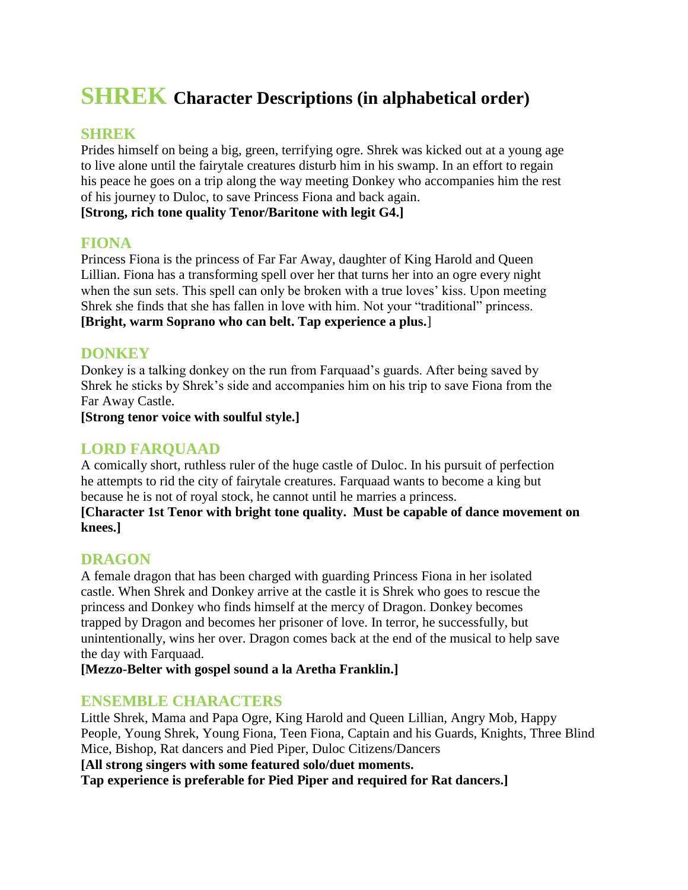# SHREK Character Descriptions (in alphabetical order)

## SHREK

Prides himself on being a big, green, terrifying ogre. Shrek was kicked out at a young age to live alone until the fairytale creatures disturb him in his swamp. In an effort to regain his peace he goes on a trip along the way meeting Donkey who accompanies him the rest of his journey to Duloc, to save Princess Fiona and back again.

**[Strong, rich tone quality Tenor/Baritone with legit G4.]**

## FIONA

Princess Fiona is the princess of Far Far Away, daughter of King Harold and Queen Lillian. Fiona has a transforming spell over her that turns her into an ogre every night when the sun sets. This spell can only be broken with a true loves' kiss. Upon meeting Shrek she finds that she has fallen in love with him. Not your "traditional" princess.

**[Bright, warm Soprano who can belt. Tap experience a plus.**]

## DONKEY

Donkey is a talking donkey on the run from Farquaad's guards. After being saved by Shrek he sticks by Shrek's side and accompanies him on his trip to save Fiona from the Far Away Castle.

**[Strong tenor voice with soulful style.]**

## LORD FARQUAAD

A comically short, ruthless ruler of the huge castle of Duloc. In his pursuit of perfection he attempts to rid the city of fairytale creatures. Farquaad wants to become a king but because he is not of royal stock, he cannot until he marries a princess.

**[Character 1st Tenor with bright tone quality. Must be capable of dance movement on knees.]**

## DRAGON

A female dragon that has been charged with guarding Princess Fiona in her isolated castle. When Shrek and Donkey arrive at the castle it is Shrek who goes to rescue the princess and Donkey who finds himself at the mercy of Dragon. Donkey becomes trapped by Dragon and becomes her prisoner of love. In terror, he successfully, but unintentionally, wins her over. Dragon comes back at the end of the musical to help save the day with Farquaad.

**[Mezzo-Belter with gospel sound a la Aretha Franklin.]**

## ENSEMBLE CHARACTERS

Little Shrek, Mama and Papa Ogre, King Harold and Queen Lillian, Angry Mob, Happy People, Young Shrek, Young Fiona, Teen Fiona, Captain and his Guards, Knights, Three Blind Mice, Bishop, Rat dancers and Pied Piper, Duloc Citizens/Dancers

**[All strong singers with some featured solo/duet moments.**
**Tap experience is preferable for Pied Piper and required for Rat dancers.]**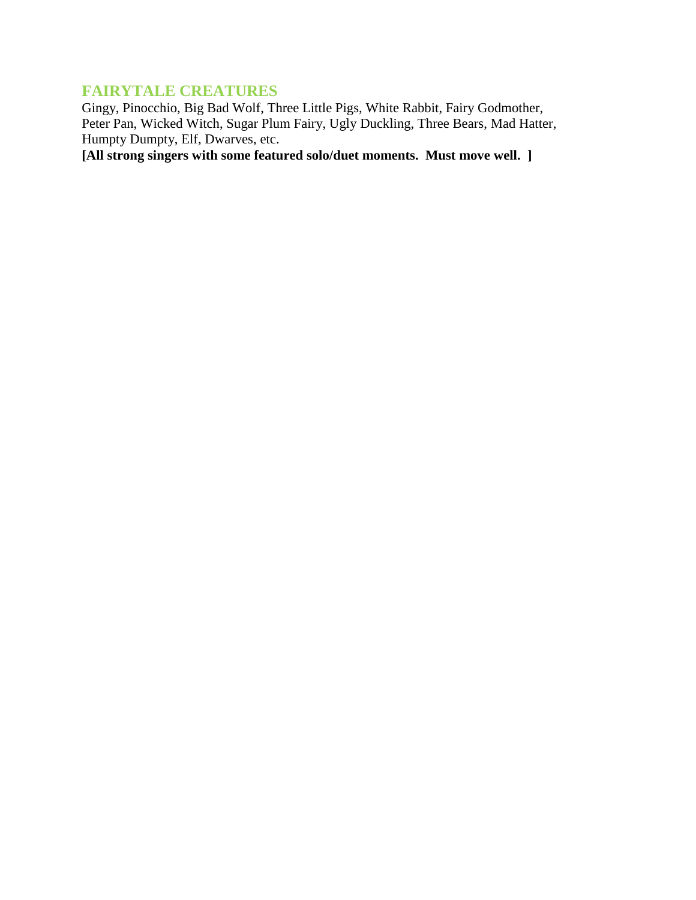## FAIRYTALE CREATURES

Gingy, Pinocchio, Big Bad Wolf, Three Little Pigs, White Rabbit, Fairy Godmother, Peter Pan, Wicked Witch, Sugar Plum Fairy, Ugly Duckling, Three Bears, Mad Hatter, Humpty Dumpty, Elf, Dwarves, etc.

**[All strong singers with some featured solo/duet moments. Must move well. ]**